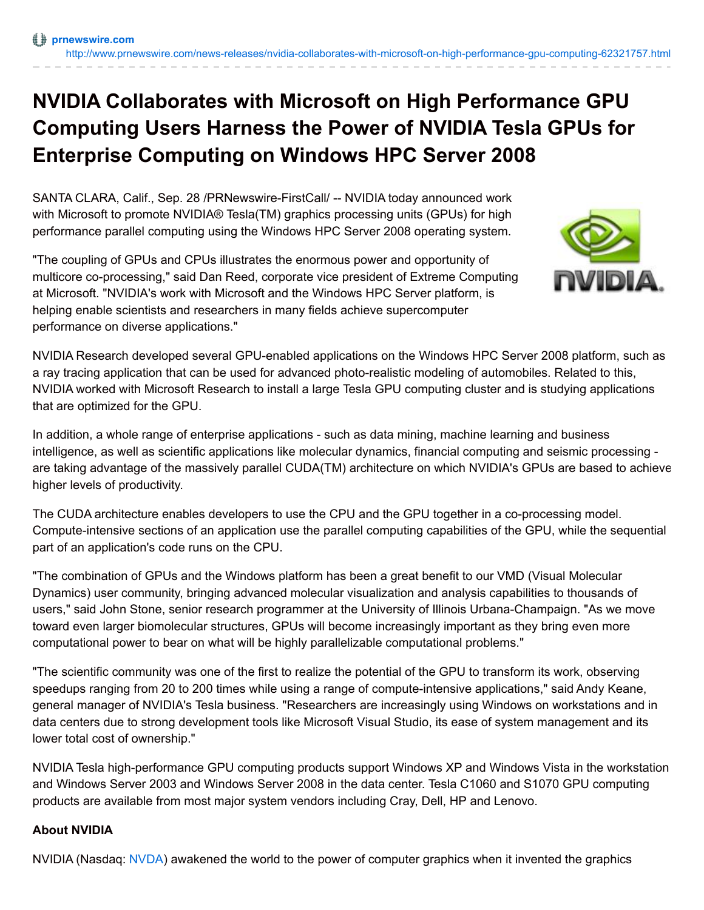prnewswire.com
http://www.prnewswire.com/news-releases/nvidia-collaborates-with-microsoft-on-high-performance-gpu-computing-62321757.html

# NVIDIA Collaborates with Microsoft on High Performance GPU Computing Users Harness the Power of NVIDIA Tesla GPUs for Enterprise Computing on Windows HPC Server 2008

SANTA CLARA, Calif., Sep. 28 /PRNewswire-FirstCall/ -- NVIDIA today announced work with Microsoft to promote NVIDIA® Tesla(TM) graphics processing units (GPUs) for high performance parallel computing using the Windows HPC Server 2008 operating system.

"The coupling of GPUs and CPUs illustrates the enormous power and opportunity of multicore co-processing," said Dan Reed, corporate vice president of Extreme Computing at Microsoft. "NVIDIA's work with Microsoft and the Windows HPC Server platform, is helping enable scientists and researchers in many fields achieve supercomputer performance on diverse applications."

NVIDIA Research developed several GPU-enabled applications on the Windows HPC Server 2008 platform, such as a ray tracing application that can be used for advanced photo-realistic modeling of automobiles. Related to this, NVIDIA worked with Microsoft Research to install a large Tesla GPU computing cluster and is studying applications that are optimized for the GPU.

In addition, a whole range of enterprise applications - such as data mining, machine learning and business intelligence, as well as scientific applications like molecular dynamics, financial computing and seismic processing - are taking advantage of the massively parallel CUDA(TM) architecture on which NVIDIA's GPUs are based to achieve higher levels of productivity.

The CUDA architecture enables developers to use the CPU and the GPU together in a co-processing model. Compute-intensive sections of an application use the parallel computing capabilities of the GPU, while the sequential part of an application's code runs on the CPU.

"The combination of GPUs and the Windows platform has been a great benefit to our VMD (Visual Molecular Dynamics) user community, bringing advanced molecular visualization and analysis capabilities to thousands of users," said John Stone, senior research programmer at the University of Illinois Urbana-Champaign. "As we move toward even larger biomolecular structures, GPUs will become increasingly important as they bring even more computational power to bear on what will be highly parallelizable computational problems."

"The scientific community was one of the first to realize the potential of the GPU to transform its work, observing speedups ranging from 20 to 200 times while using a range of compute-intensive applications," said Andy Keane, general manager of NVIDIA's Tesla business. "Researchers are increasingly using Windows on workstations and in data centers due to strong development tools like Microsoft Visual Studio, its ease of system management and its lower total cost of ownership."

NVIDIA Tesla high-performance GPU computing products support Windows XP and Windows Vista in the workstation and Windows Server 2003 and Windows Server 2008 in the data center. Tesla C1060 and S1070 GPU computing products are available from most major system vendors including Cray, Dell, HP and Lenovo.

**About NVIDIA**

NVIDIA (Nasdaq: NVDA) awakened the world to the power of computer graphics when it invented the graphics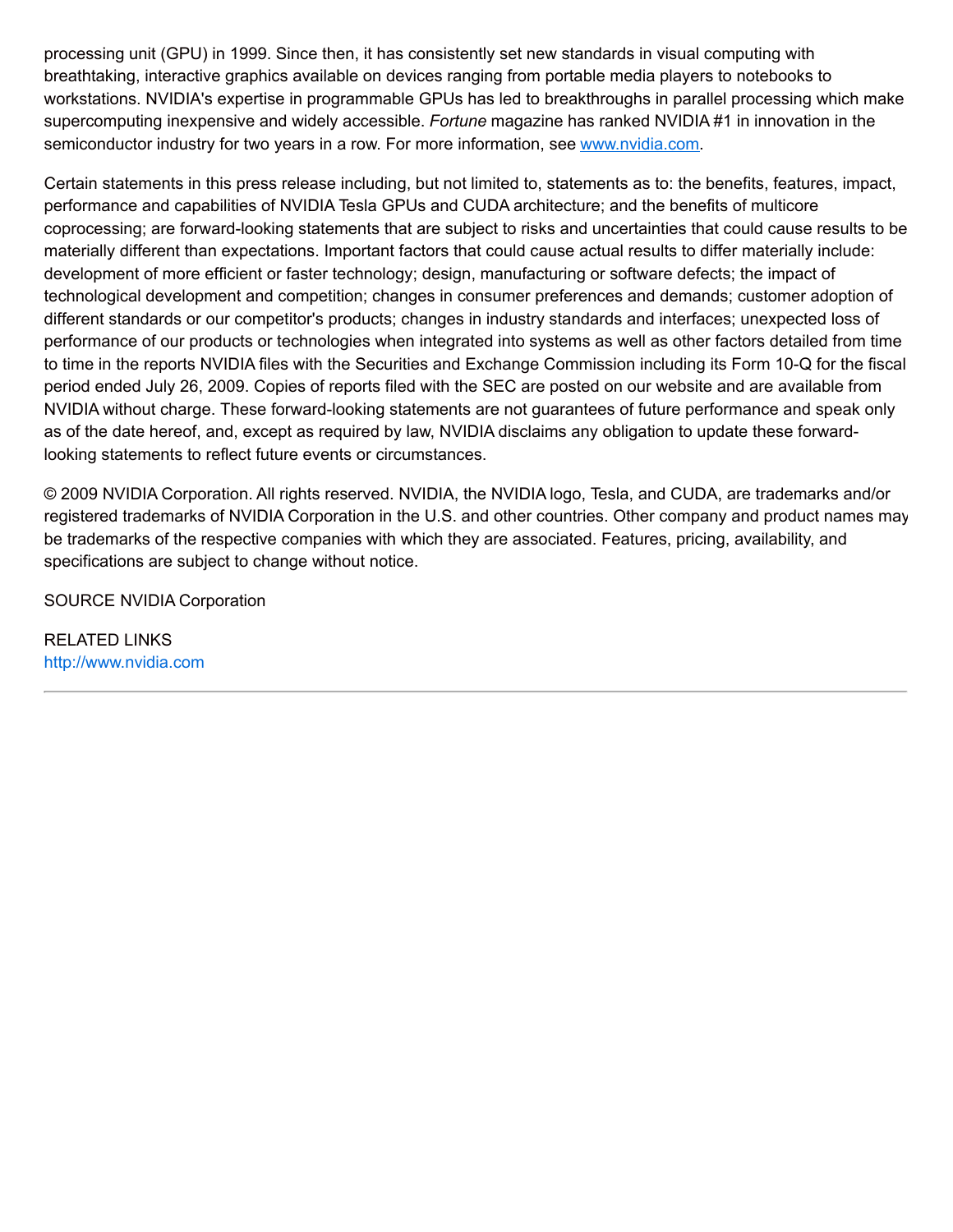processing unit (GPU) in 1999. Since then, it has consistently set new standards in visual computing with breathtaking, interactive graphics available on devices ranging from portable media players to notebooks to workstations. NVIDIA's expertise in programmable GPUs has led to breakthroughs in parallel processing which make supercomputing inexpensive and widely accessible. *Fortune* magazine has ranked NVIDIA #1 in innovation in the semiconductor industry for two years in a row. For more information, see [www.nvidia.com](http://www.nvidia.com).

Certain statements in this press release including, but not limited to, statements as to: the benefits, features, impact, performance and capabilities of NVIDIA Tesla GPUs and CUDA architecture; and the benefits of multicore coprocessing; are forward-looking statements that are subject to risks and uncertainties that could cause results to be materially different than expectations. Important factors that could cause actual results to differ materially include: development of more efficient or faster technology; design, manufacturing or software defects; the impact of technological development and competition; changes in consumer preferences and demands; customer adoption of different standards or our competitor's products; changes in industry standards and interfaces; unexpected loss of performance of our products or technologies when integrated into systems as well as other factors detailed from time to time in the reports NVIDIA files with the Securities and Exchange Commission including its Form 10-Q for the fiscal period ended July 26, 2009. Copies of reports filed with the SEC are posted on our website and are available from NVIDIA without charge. These forward-looking statements are not guarantees of future performance and speak only as of the date hereof, and, except as required by law, NVIDIA disclaims any obligation to update these forward-looking statements to reflect future events or circumstances.

© 2009 NVIDIA Corporation. All rights reserved. NVIDIA, the NVIDIA logo, Tesla, and CUDA, are trademarks and/or registered trademarks of NVIDIA Corporation in the U.S. and other countries. Other company and product names may be trademarks of the respective companies with which they are associated. Features, pricing, availability, and specifications are subject to change without notice.

SOURCE NVIDIA Corporation

RELATED LINKS
http://www.nvidia.com

---